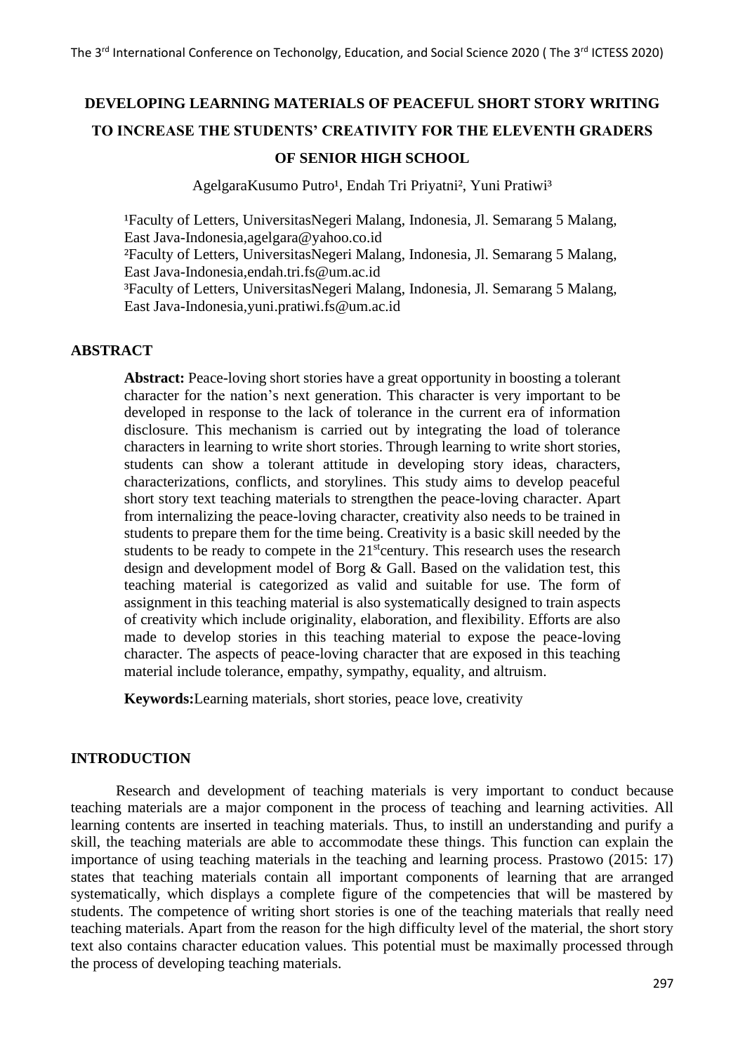# DEVELOPING LEARNING MATERIALS OF PEACEFUL SHORT STORY WRITING TO INCREASE THE STUDENTS' CREATIVITY FOR THE ELEVENTH GRADERS OF SENIOR HIGH SCHOOL

AgelgaraKusumo Putro[1], Endah Tri Priyatni[2], Yuni Pratiwi[3]

[1]Faculty of Letters, UniversitasNegeri Malang, Indonesia, Jl. Semarang 5 Malang, East Java-Indonesia,agelgara@yahoo.co.id
[2]Faculty of Letters, UniversitasNegeri Malang, Indonesia, Jl. Semarang 5 Malang, East Java-Indonesia,endah.tri.fs@um.ac.id
[3]Faculty of Letters, UniversitasNegeri Malang, Indonesia, Jl. Semarang 5 Malang, East Java-Indonesia,yuni.pratiwi.fs@um.ac.id

## ABSTRACT

**Abstract:** Peace-loving short stories have a great opportunity in boosting a tolerant character for the nation's next generation. This character is very important to be developed in response to the lack of tolerance in the current era of information disclosure. This mechanism is carried out by integrating the load of tolerance characters in learning to write short stories. Through learning to write short stories, students can show a tolerant attitude in developing story ideas, characters, characterizations, conflicts, and storylines. This study aims to develop peaceful short story text teaching materials to strengthen the peace-loving character. Apart from internalizing the peace-loving character, creativity also needs to be trained in students to prepare them for the time being. Creativity is a basic skill needed by the students to be ready to compete in the 21stcentury. This research uses the research design and development model of Borg & Gall. Based on the validation test, this teaching material is categorized as valid and suitable for use. The form of assignment in this teaching material is also systematically designed to train aspects of creativity which include originality, elaboration, and flexibility. Efforts are also made to develop stories in this teaching material to expose the peace-loving character. The aspects of peace-loving character that are exposed in this teaching material include tolerance, empathy, sympathy, equality, and altruism.

**Keywords:**Learning materials, short stories, peace love, creativity

## INTRODUCTION

Research and development of teaching materials is very important to conduct because teaching materials are a major component in the process of teaching and learning activities. All learning contents are inserted in teaching materials. Thus, to instill an understanding and purify a skill, the teaching materials are able to accommodate these things. This function can explain the importance of using teaching materials in the teaching and learning process. Prastowo (2015: 17) states that teaching materials contain all important components of learning that are arranged systematically, which displays a complete figure of the competencies that will be mastered by students. The competence of writing short stories is one of the teaching materials that really need teaching materials. Apart from the reason for the high difficulty level of the material, the short story text also contains character education values. This potential must be maximally processed through the process of developing teaching materials.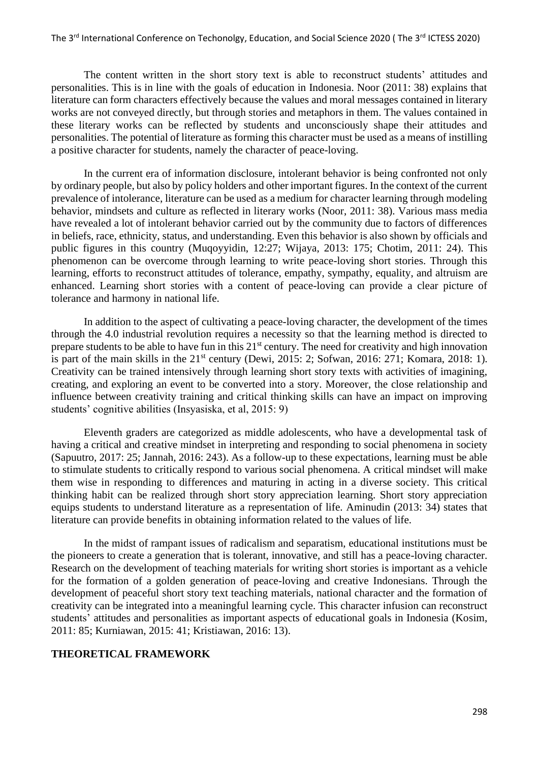The content written in the short story text is able to reconstruct students' attitudes and personalities. This is in line with the goals of education in Indonesia. Noor (2011: 38) explains that literature can form characters effectively because the values and moral messages contained in literary works are not conveyed directly, but through stories and metaphors in them. The values contained in these literary works can be reflected by students and unconsciously shape their attitudes and personalities. The potential of literature as forming this character must be used as a means of instilling a positive character for students, namely the character of peace-loving.

In the current era of information disclosure, intolerant behavior is being confronted not only by ordinary people, but also by policy holders and other important figures. In the context of the current prevalence of intolerance, literature can be used as a medium for character learning through modeling behavior, mindsets and culture as reflected in literary works (Noor, 2011: 38). Various mass media have revealed a lot of intolerant behavior carried out by the community due to factors of differences in beliefs, race, ethnicity, status, and understanding. Even this behavior is also shown by officials and public figures in this country (Muqoyyidin, 12:27; Wijaya, 2013: 175; Chotim, 2011: 24). This phenomenon can be overcome through learning to write peace-loving short stories. Through this learning, efforts to reconstruct attitudes of tolerance, empathy, sympathy, equality, and altruism are enhanced. Learning short stories with a content of peace-loving can provide a clear picture of tolerance and harmony in national life.

In addition to the aspect of cultivating a peace-loving character, the development of the times through the 4.0 industrial revolution requires a necessity so that the learning method is directed to prepare students to be able to have fun in this 21st century. The need for creativity and high innovation is part of the main skills in the 21st century (Dewi, 2015: 2; Sofwan, 2016: 271; Komara, 2018: 1). Creativity can be trained intensively through learning short story texts with activities of imagining, creating, and exploring an event to be converted into a story. Moreover, the close relationship and influence between creativity training and critical thinking skills can have an impact on improving students' cognitive abilities (Insyasiska, et al, 2015: 9)

Eleventh graders are categorized as middle adolescents, who have a developmental task of having a critical and creative mindset in interpreting and responding to social phenomena in society (Sapuutro, 2017: 25; Jannah, 2016: 243). As a follow-up to these expectations, learning must be able to stimulate students to critically respond to various social phenomena. A critical mindset will make them wise in responding to differences and maturing in acting in a diverse society. This critical thinking habit can be realized through short story appreciation learning. Short story appreciation equips students to understand literature as a representation of life. Aminudin (2013: 34) states that literature can provide benefits in obtaining information related to the values of life.

In the midst of rampant issues of radicalism and separatism, educational institutions must be the pioneers to create a generation that is tolerant, innovative, and still has a peace-loving character. Research on the development of teaching materials for writing short stories is important as a vehicle for the formation of a golden generation of peace-loving and creative Indonesians. Through the development of peaceful short story text teaching materials, national character and the formation of creativity can be integrated into a meaningful learning cycle. This character infusion can reconstruct students' attitudes and personalities as important aspects of educational goals in Indonesia (Kosim, 2011: 85; Kurniawan, 2015: 41; Kristiawan, 2016: 13).

## THEORETICAL FRAMEWORK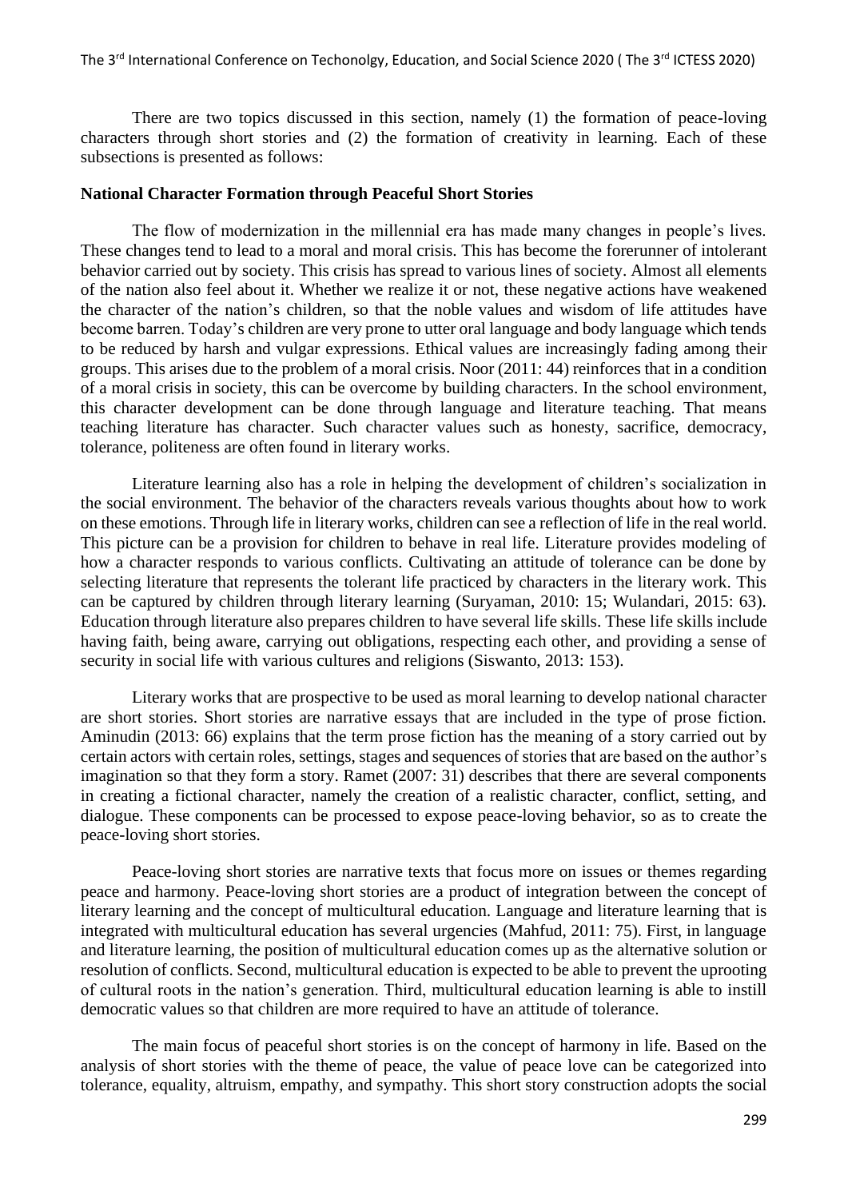There are two topics discussed in this section, namely (1) the formation of peace-loving characters through short stories and (2) the formation of creativity in learning. Each of these subsections is presented as follows:

**National Character Formation through Peaceful Short Stories**

The flow of modernization in the millennial era has made many changes in people's lives. These changes tend to lead to a moral and moral crisis. This has become the forerunner of intolerant behavior carried out by society. This crisis has spread to various lines of society. Almost all elements of the nation also feel about it. Whether we realize it or not, these negative actions have weakened the character of the nation's children, so that the noble values and wisdom of life attitudes have become barren. Today's children are very prone to utter oral language and body language which tends to be reduced by harsh and vulgar expressions. Ethical values are increasingly fading among their groups. This arises due to the problem of a moral crisis. Noor (2011: 44) reinforces that in a condition of a moral crisis in society, this can be overcome by building characters. In the school environment, this character development can be done through language and literature teaching. That means teaching literature has character. Such character values such as honesty, sacrifice, democracy, tolerance, politeness are often found in literary works.

Literature learning also has a role in helping the development of children's socialization in the social environment. The behavior of the characters reveals various thoughts about how to work on these emotions. Through life in literary works, children can see a reflection of life in the real world. This picture can be a provision for children to behave in real life. Literature provides modeling of how a character responds to various conflicts. Cultivating an attitude of tolerance can be done by selecting literature that represents the tolerant life practiced by characters in the literary work. This can be captured by children through literary learning (Suryaman, 2010: 15; Wulandari, 2015: 63). Education through literature also prepares children to have several life skills. These life skills include having faith, being aware, carrying out obligations, respecting each other, and providing a sense of security in social life with various cultures and religions (Siswanto, 2013: 153).

Literary works that are prospective to be used as moral learning to develop national character are short stories. Short stories are narrative essays that are included in the type of prose fiction. Aminudin (2013: 66) explains that the term prose fiction has the meaning of a story carried out by certain actors with certain roles, settings, stages and sequences of stories that are based on the author's imagination so that they form a story. Ramet (2007: 31) describes that there are several components in creating a fictional character, namely the creation of a realistic character, conflict, setting, and dialogue. These components can be processed to expose peace-loving behavior, so as to create the peace-loving short stories.

Peace-loving short stories are narrative texts that focus more on issues or themes regarding peace and harmony. Peace-loving short stories are a product of integration between the concept of literary learning and the concept of multicultural education. Language and literature learning that is integrated with multicultural education has several urgencies (Mahfud, 2011: 75). First, in language and literature learning, the position of multicultural education comes up as the alternative solution or resolution of conflicts. Second, multicultural education is expected to be able to prevent the uprooting of cultural roots in the nation's generation. Third, multicultural education learning is able to instill democratic values so that children are more required to have an attitude of tolerance.

The main focus of peaceful short stories is on the concept of harmony in life. Based on the analysis of short stories with the theme of peace, the value of peace love can be categorized into tolerance, equality, altruism, empathy, and sympathy. This short story construction adopts the social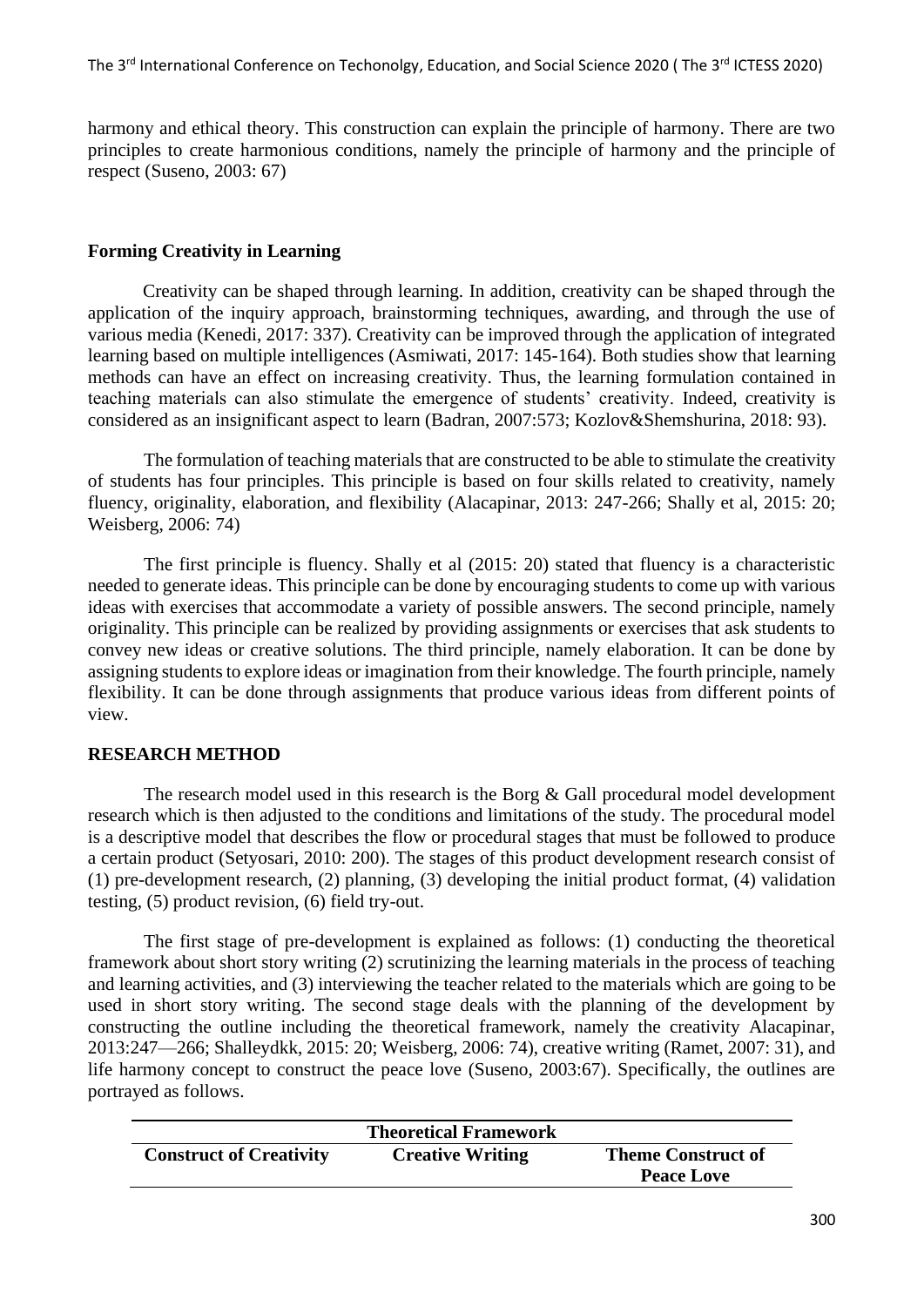harmony and ethical theory. This construction can explain the principle of harmony. There are two principles to create harmonious conditions, namely the principle of harmony and the principle of respect (Suseno, 2003: 67)

### Forming Creativity in Learning

Creativity can be shaped through learning. In addition, creativity can be shaped through the application of the inquiry approach, brainstorming techniques, awarding, and through the use of various media (Kenedi, 2017: 337). Creativity can be improved through the application of integrated learning based on multiple intelligences (Asmiwati, 2017: 145-164). Both studies show that learning methods can have an effect on increasing creativity. Thus, the learning formulation contained in teaching materials can also stimulate the emergence of students' creativity. Indeed, creativity is considered as an insignificant aspect to learn (Badran, 2007:573; Kozlov&Shemshurina, 2018: 93).

The formulation of teaching materials that are constructed to be able to stimulate the creativity of students has four principles. This principle is based on four skills related to creativity, namely fluency, originality, elaboration, and flexibility (Alacapinar, 2013: 247-266; Shally et al, 2015: 20; Weisberg, 2006: 74)

The first principle is fluency. Shally et al (2015: 20) stated that fluency is a characteristic needed to generate ideas. This principle can be done by encouraging students to come up with various ideas with exercises that accommodate a variety of possible answers. The second principle, namely originality. This principle can be realized by providing assignments or exercises that ask students to convey new ideas or creative solutions. The third principle, namely elaboration. It can be done by assigning students to explore ideas or imagination from their knowledge. The fourth principle, namely flexibility. It can be done through assignments that produce various ideas from different points of view.

## RESEARCH METHOD

The research model used in this research is the Borg & Gall procedural model development research which is then adjusted to the conditions and limitations of the study. The procedural model is a descriptive model that describes the flow or procedural stages that must be followed to produce a certain product (Setyosari, 2010: 200). The stages of this product development research consist of (1) pre-development research, (2) planning, (3) developing the initial product format, (4) validation testing, (5) product revision, (6) field try-out.

The first stage of pre-development is explained as follows: (1) conducting the theoretical framework about short story writing (2) scrutinizing the learning materials in the process of teaching and learning activities, and (3) interviewing the teacher related to the materials which are going to be used in short story writing. The second stage deals with the planning of the development by constructing the outline including the theoretical framework, namely the creativity Alacapinar, 2013:247—266; Shalleydkk, 2015: 20; Weisberg, 2006: 74), creative writing (Ramet, 2007: 31), and life harmony concept to construct the peace love (Suseno, 2003:67). Specifically, the outlines are portrayed as follows.

| Theoretical Framework | | |
|---|---|---|
| **Construct of Creativity** | **Creative Writing** | **Theme Construct of Peace Love** |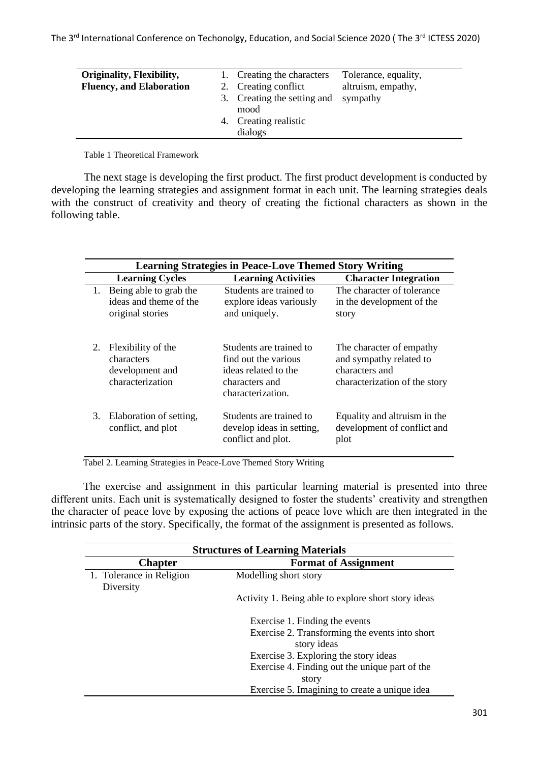| Originality, Flexibility, Fluency, and Elaboration | 1. Creating the characters<br>2. Creating conflict<br>3. Creating the setting and mood<br>4. Creating realistic dialogs | Tolerance, equality, altruism, empathy, sympathy |
|---|---|---|

Table 1 Theoretical Framework

The next stage is developing the first product. The first product development is conducted by developing the learning strategies and assignment format in each unit. The learning strategies deals with the construct of creativity and theory of creating the fictional characters as shown in the following table.

| **Learning Strategies in Peace-Love Themed Story Writing** | | |
|---|---|---|
| **Learning Cycles** | **Learning Activities** | **Character Integration** |
| 1. Being able to grab the ideas and theme of the original stories | Students are trained to explore ideas variously and uniquely. | The character of tolerance in the development of the story |
| 2. Flexibility of the characters development and characterization | Students are trained to find out the various ideas related to the characters and characterization. | The character of empathy and sympathy related to characters and characterization of the story |
| 3. Elaboration of setting, conflict, and plot | Students are trained to develop ideas in setting, conflict and plot. | Equality and altruism in the development of conflict and plot |

Tabel 2. Learning Strategies in Peace-Love Themed Story Writing

The exercise and assignment in this particular learning material is presented into three different units. Each unit is systematically designed to foster the students' creativity and strengthen the character of peace love by exposing the actions of peace love which are then integrated in the intrinsic parts of the story. Specifically, the format of the assignment is presented as follows.

| **Structures of Learning Materials** | |
|---|---|
| **Chapter** | **Format of Assignment** |
| 1. Tolerance in Religion Diversity | Modelling short story<br><br>Activity 1. Being able to explore short story ideas<br><br>Exercise 1. Finding the events<br>Exercise 2. Transforming the events into short story ideas<br>Exercise 3. Exploring the story ideas<br>Exercise 4. Finding out the unique part of the story<br>Exercise 5. Imagining to create a unique idea |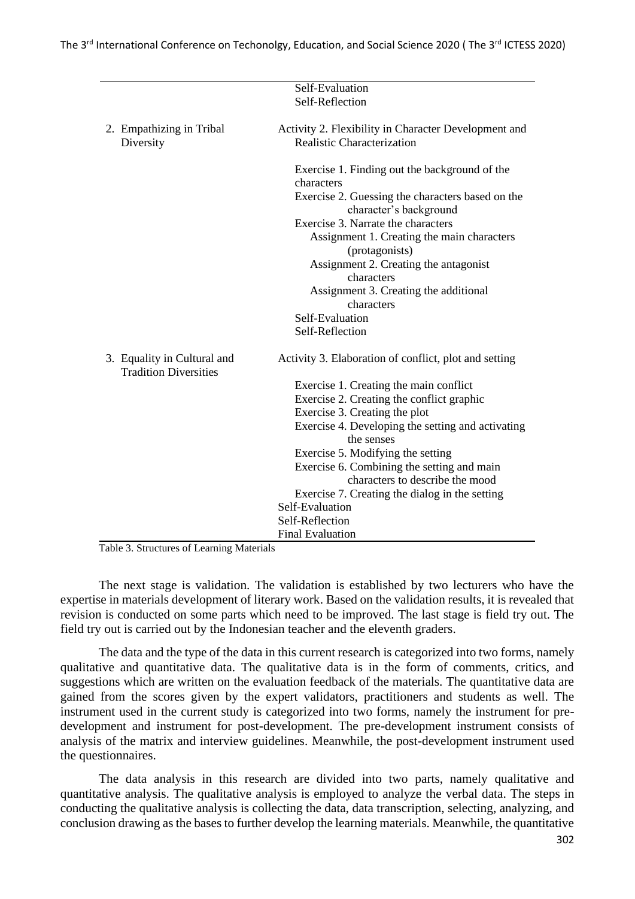| | |
|---|---|
| | Self-Evaluation<br>Self-Reflection |
| 2. Empathizing in Tribal Diversity | Activity 2. Flexibility in Character Development and Realistic Characterization<br><br>Exercise 1. Finding out the background of the characters<br>Exercise 2. Guessing the characters based on the character's background<br>Exercise 3. Narrate the characters<br>Assignment 1. Creating the main characters (protagonists)<br>Assignment 2. Creating the antagonist characters<br>Assignment 3. Creating the additional characters<br>Self-Evaluation<br>Self-Reflection |
| 3. Equality in Cultural and Tradition Diversities | Activity 3. Elaboration of conflict, plot and setting<br><br>Exercise 1. Creating the main conflict<br>Exercise 2. Creating the conflict graphic<br>Exercise 3. Creating the plot<br>Exercise 4. Developing the setting and activating the senses<br>Exercise 5. Modifying the setting<br>Exercise 6. Combining the setting and main characters to describe the mood<br>Exercise 7. Creating the dialog in the setting<br>Self-Evaluation<br>Self-Reflection<br>Final Evaluation |

Table 3. Structures of Learning Materials

The next stage is validation. The validation is established by two lecturers who have the expertise in materials development of literary work. Based on the validation results, it is revealed that revision is conducted on some parts which need to be improved. The last stage is field try out. The field try out is carried out by the Indonesian teacher and the eleventh graders.

The data and the type of the data in this current research is categorized into two forms, namely qualitative and quantitative data. The qualitative data is in the form of comments, critics, and suggestions which are written on the evaluation feedback of the materials. The quantitative data are gained from the scores given by the expert validators, practitioners and students as well. The instrument used in the current study is categorized into two forms, namely the instrument for pre-development and instrument for post-development. The pre-development instrument consists of analysis of the matrix and interview guidelines. Meanwhile, the post-development instrument used the questionnaires.

The data analysis in this research are divided into two parts, namely qualitative and quantitative analysis. The qualitative analysis is employed to analyze the verbal data. The steps in conducting the qualitative analysis is collecting the data, data transcription, selecting, analyzing, and conclusion drawing as the bases to further develop the learning materials. Meanwhile, the quantitative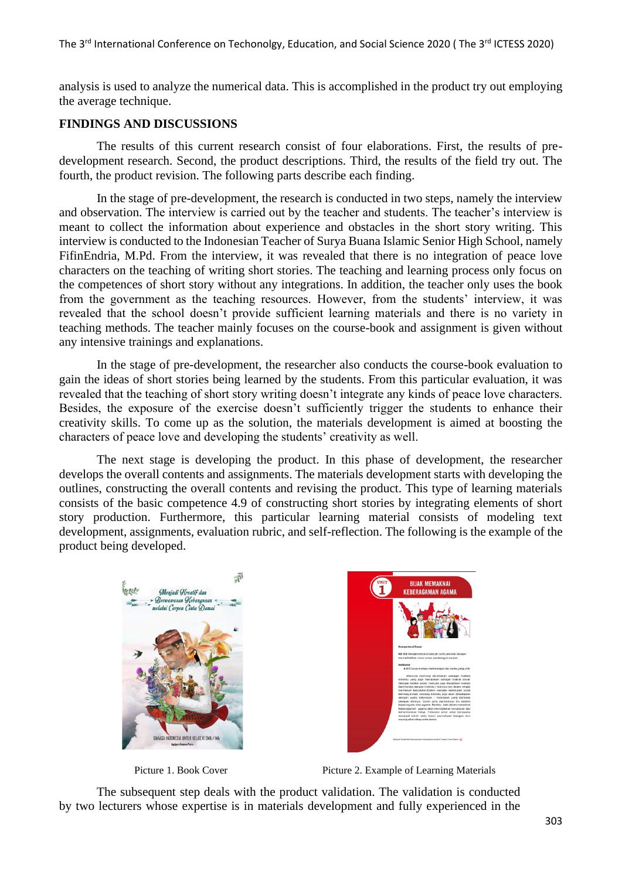analysis is used to analyze the numerical data. This is accomplished in the product try out employing the average technique.

## FINDINGS AND DISCUSSIONS

The results of this current research consist of four elaborations. First, the results of pre-development research. Second, the product descriptions. Third, the results of the field try out. The fourth, the product revision. The following parts describe each finding.

In the stage of pre-development, the research is conducted in two steps, namely the interview and observation. The interview is carried out by the teacher and students. The teacher's interview is meant to collect the information about experience and obstacles in the short story writing. This interview is conducted to the Indonesian Teacher of Surya Buana Islamic Senior High School, namely FifinEndria, M.Pd. From the interview, it was revealed that there is no integration of peace love characters on the teaching of writing short stories. The teaching and learning process only focus on the competences of short story without any integrations. In addition, the teacher only uses the book from the government as the teaching resources. However, from the students' interview, it was revealed that the school doesn't provide sufficient learning materials and there is no variety in teaching methods. The teacher mainly focuses on the course-book and assignment is given without any intensive trainings and explanations.

In the stage of pre-development, the researcher also conducts the course-book evaluation to gain the ideas of short stories being learned by the students. From this particular evaluation, it was revealed that the teaching of short story writing doesn't integrate any kinds of peace love characters. Besides, the exposure of the exercise doesn't sufficiently trigger the students to enhance their creativity skills. To come up as the solution, the materials development is aimed at boosting the characters of peace love and developing the students' creativity as well.

The next stage is developing the product. In this phase of development, the researcher develops the overall contents and assignments. The materials development starts with developing the outlines, constructing the overall contents and revising the product. This type of learning materials consists of the basic competence 4.9 of constructing short stories by integrating elements of short story production. Furthermore, this particular learning material consists of modeling text development, assignments, evaluation rubric, and self-reflection. The following is the example of the product being developed.

Picture 1. Book Cover

Picture 2. Example of Learning Materials

The subsequent step deals with the product validation. The validation is conducted by two lecturers whose expertise is in materials development and fully experienced in the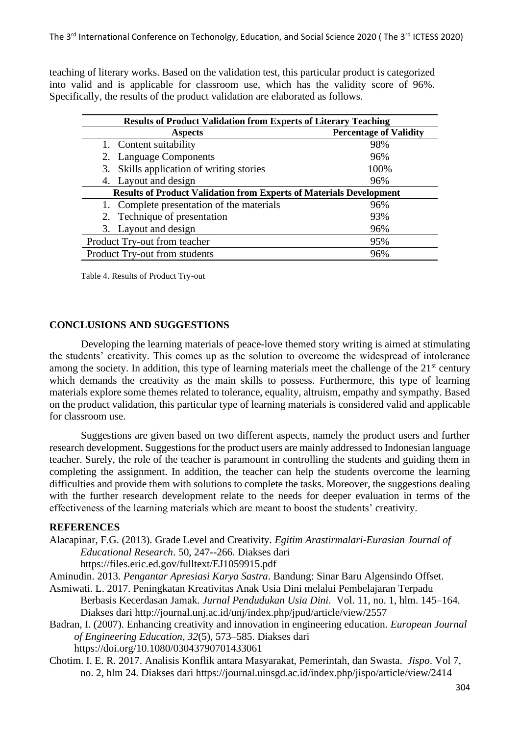teaching of literary works. Based on the validation test, this particular product is categorized into valid and is applicable for classroom use, which has the validity score of 96%. Specifically, the results of the product validation are elaborated as follows.

| **Results of Product Validation from Experts of Literary Teaching** | |
|---|---|
| **Aspects** | **Percentage of Validity** |
| 1. Content suitability | 98% |
| 2. Language Components | 96% |
| 3. Skills application of writing stories | 100% |
| 4. Layout and design | 96% |
| **Results of Product Validation from Experts of Materials Development** | |
| 1. Complete presentation of the materials | 96% |
| 2. Technique of presentation | 93% |
| 3. Layout and design | 96% |
| Product Try-out from teacher | 95% |
| Product Try-out from students | 96% |

Table 4. Results of Product Try-out

## CONCLUSIONS AND SUGGESTIONS

Developing the learning materials of peace-love themed story writing is aimed at stimulating the students' creativity. This comes up as the solution to overcome the widespread of intolerance among the society. In addition, this type of learning materials meet the challenge of the 21st century which demands the creativity as the main skills to possess. Furthermore, this type of learning materials explore some themes related to tolerance, equality, altruism, empathy and sympathy. Based on the product validation, this particular type of learning materials is considered valid and applicable for classroom use.

Suggestions are given based on two different aspects, namely the product users and further research development. Suggestions for the product users are mainly addressed to Indonesian language teacher. Surely, the role of the teacher is paramount in controlling the students and guiding them in completing the assignment. In addition, the teacher can help the students overcome the learning difficulties and provide them with solutions to complete the tasks. Moreover, the suggestions dealing with the further research development relate to the needs for deeper evaluation in terms of the effectiveness of the learning materials which are meant to boost the students' creativity.

## REFERENCES

Alacapinar, F.G. (2013). Grade Level and Creativity. *Egitim Arastirmalari-Eurasian Journal of Educational Research*. 50, 247--266. Diakses dari https://files.eric.ed.gov/fulltext/EJ1059915.pdf

Aminudin. 2013. *Pengantar Apresiasi Karya Sastra*. Bandung: Sinar Baru Algensindo Offset.

Asmiwati. L. 2017. Peningkatan Kreativitas Anak Usia Dini melalui Pembelajaran Terpadu Berbasis Kecerdasan Jamak. *Jurnal Pendudukan Usia Dini*. Vol. 11, no. 1, hlm. 145–164. Diakses dari http://journal.unj.ac.id/unj/index.php/jpud/article/view/2557

Badran, I. (2007). Enhancing creativity and innovation in engineering education. *European Journal of Engineering Education*, *32*(5), 573–585. Diakses dari https://doi.org/10.1080/03043790701433061

Chotim. I. E. R. 2017. Analisis Konflik antara Masyarakat, Pemerintah, dan Swasta. *Jispo*. Vol 7, no. 2, hlm 24. Diakses dari https://journal.uinsgd.ac.id/index.php/jispo/article/view/2414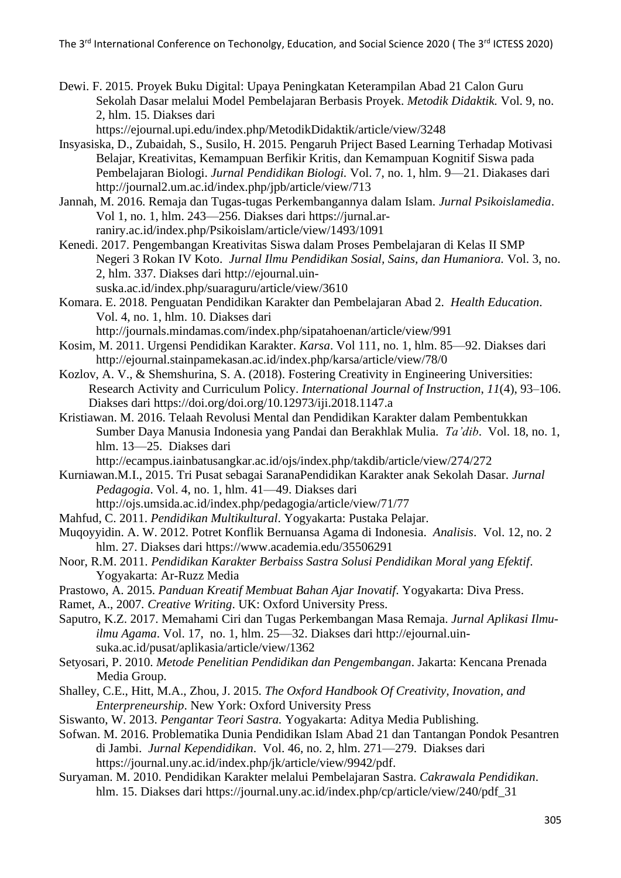Dewi. F. 2015. Proyek Buku Digital: Upaya Peningkatan Keterampilan Abad 21 Calon Guru Sekolah Dasar melalui Model Pembelajaran Berbasis Proyek. *Metodik Didaktik.* Vol. 9, no. 2, hlm. 15. Diakses dari https://ejournal.upi.edu/index.php/MetodikDidaktik/article/view/3248

Insyasiska, D., Zubaidah, S., Susilo, H. 2015. Pengaruh Priject Based Learning Terhadap Motivasi Belajar, Kreativitas, Kemampuan Berfikir Kritis, dan Kemampuan Kognitif Siswa pada Pembelajaran Biologi. *Jurnal Pendidikan Biologi.* Vol. 7, no. 1, hlm. 9—21. Diakases dari http://journal2.um.ac.id/index.php/jpb/article/view/713

Jannah, M. 2016. Remaja dan Tugas-tugas Perkembangannya dalam Islam. *Jurnal Psikoislamedia*. Vol 1, no. 1, hlm. 243—256. Diakses dari https://jurnal.ar-raniry.ac.id/index.php/Psikoislam/article/view/1493/1091

Kenedi. 2017. Pengembangan Kreativitas Siswa dalam Proses Pembelajaran di Kelas II SMP Negeri 3 Rokan IV Koto. *Jurnal Ilmu Pendidikan Sosial, Sains, dan Humaniora.* Vol. 3, no. 2, hlm. 337. Diakses dari http://ejournal.uin-suska.ac.id/index.php/suaraguru/article/view/3610

Komara. E. 2018. Penguatan Pendidikan Karakter dan Pembelajaran Abad 2. *Health Education*. Vol. 4, no. 1, hlm. 10. Diakses dari http://journals.mindamas.com/index.php/sipatahoenan/article/view/991

Kosim, M. 2011. Urgensi Pendidikan Karakter. *Karsa*. Vol 111, no. 1, hlm. 85—92. Diakses dari http://ejournal.stainpamekasan.ac.id/index.php/karsa/article/view/78/0

Kozlov, A. V., & Shemshurina, S. A. (2018). Fostering Creativity in Engineering Universities: Research Activity and Curriculum Policy. *International Journal of Instruction*, *11*(4), 93–106. Diakses dari https://doi.org/doi.org/10.12973/iji.2018.1147.a

Kristiawan. M. 2016. Telaah Revolusi Mental dan Pendidikan Karakter dalam Pembentukkan Sumber Daya Manusia Indonesia yang Pandai dan Berakhlak Mulia. *Ta'dib*. Vol. 18, no. 1, hlm. 13—25. Diakses dari http://ecampus.iainbatusangkar.ac.id/ojs/index.php/takdib/article/view/274/272

Kurniawan.M.I., 2015. Tri Pusat sebagai SaranaPendidikan Karakter anak Sekolah Dasar. *Jurnal Pedagogia*. Vol. 4, no. 1, hlm. 41—49. Diakses dari http://ojs.umsida.ac.id/index.php/pedagogia/article/view/71/77

Mahfud, C. 2011. *Pendidikan Multikultural*. Yogyakarta: Pustaka Pelajar.

Muqoyyidin. A. W. 2012. Potret Konflik Bernuansa Agama di Indonesia. *Analisis*. Vol. 12, no. 2 hlm. 27. Diakses dari https://www.academia.edu/35506291

Noor, R.M. 2011. *Pendidikan Karakter Berbaiss Sastra Solusi Pendidikan Moral yang Efektif*. Yogyakarta: Ar-Ruzz Media

Prastowo, A. 2015. *Panduan Kreatif Membuat Bahan Ajar Inovatif*. Yogyakarta: Diva Press.

Ramet, A., 2007. *Creative Writing*. UK: Oxford University Press.

Saputro, K.Z. 2017. Memahami Ciri dan Tugas Perkembangan Masa Remaja. *Jurnal Aplikasi Ilmu-ilmu Agama*. Vol. 17, no. 1, hlm. 25—32. Diakses dari http://ejournal.uin-suka.ac.id/pusat/aplikasia/article/view/1362

Setyosari, P. 2010. *Metode Penelitian Pendidikan dan Pengembangan*. Jakarta: Kencana Prenada Media Group.

Shalley, C.E., Hitt, M.A., Zhou, J. 2015. *The Oxford Handbook Of Creativity, Inovation, and Enterpreneurship*. New York: Oxford University Press

Siswanto, W. 2013. *Pengantar Teori Sastra.* Yogyakarta: Aditya Media Publishing.

Sofwan. M. 2016. Problematika Dunia Pendidikan Islam Abad 21 dan Tantangan Pondok Pesantren di Jambi. *Jurnal Kependidikan*. Vol. 46, no. 2, hlm. 271—279. Diakses dari https://journal.uny.ac.id/index.php/jk/article/view/9942/pdf.

Suryaman. M. 2010. Pendidikan Karakter melalui Pembelajaran Sastra. *Cakrawala Pendidikan*. hlm. 15. Diakses dari https://journal.uny.ac.id/index.php/cp/article/view/240/pdf_31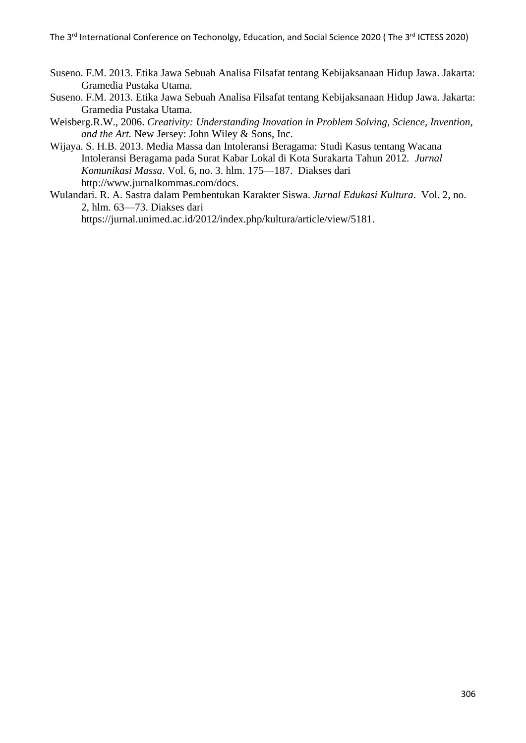Suseno. F.M. 2013. Etika Jawa Sebuah Analisa Filsafat tentang Kebijaksanaan Hidup Jawa. Jakarta: Gramedia Pustaka Utama.

Suseno. F.M. 2013. Etika Jawa Sebuah Analisa Filsafat tentang Kebijaksanaan Hidup Jawa. Jakarta: Gramedia Pustaka Utama.

Weisberg.R.W., 2006. *Creativity: Understanding Inovation in Problem Solving, Science, Invention, and the Art.* New Jersey: John Wiley & Sons, Inc.

Wijaya. S. H.B. 2013. Media Massa dan Intoleransi Beragama: Studi Kasus tentang Wacana Intoleransi Beragama pada Surat Kabar Lokal di Kota Surakarta Tahun 2012. *Jurnal Komunikasi Massa*. Vol. 6, no. 3. hlm. 175—187. Diakses dari http://www.jurnalkommas.com/docs.

Wulandari. R. A. Sastra dalam Pembentukan Karakter Siswa. *Jurnal Edukasi Kultura*. Vol. 2, no. 2, hlm. 63—73. Diakses dari https://jurnal.unimed.ac.id/2012/index.php/kultura/article/view/5181.